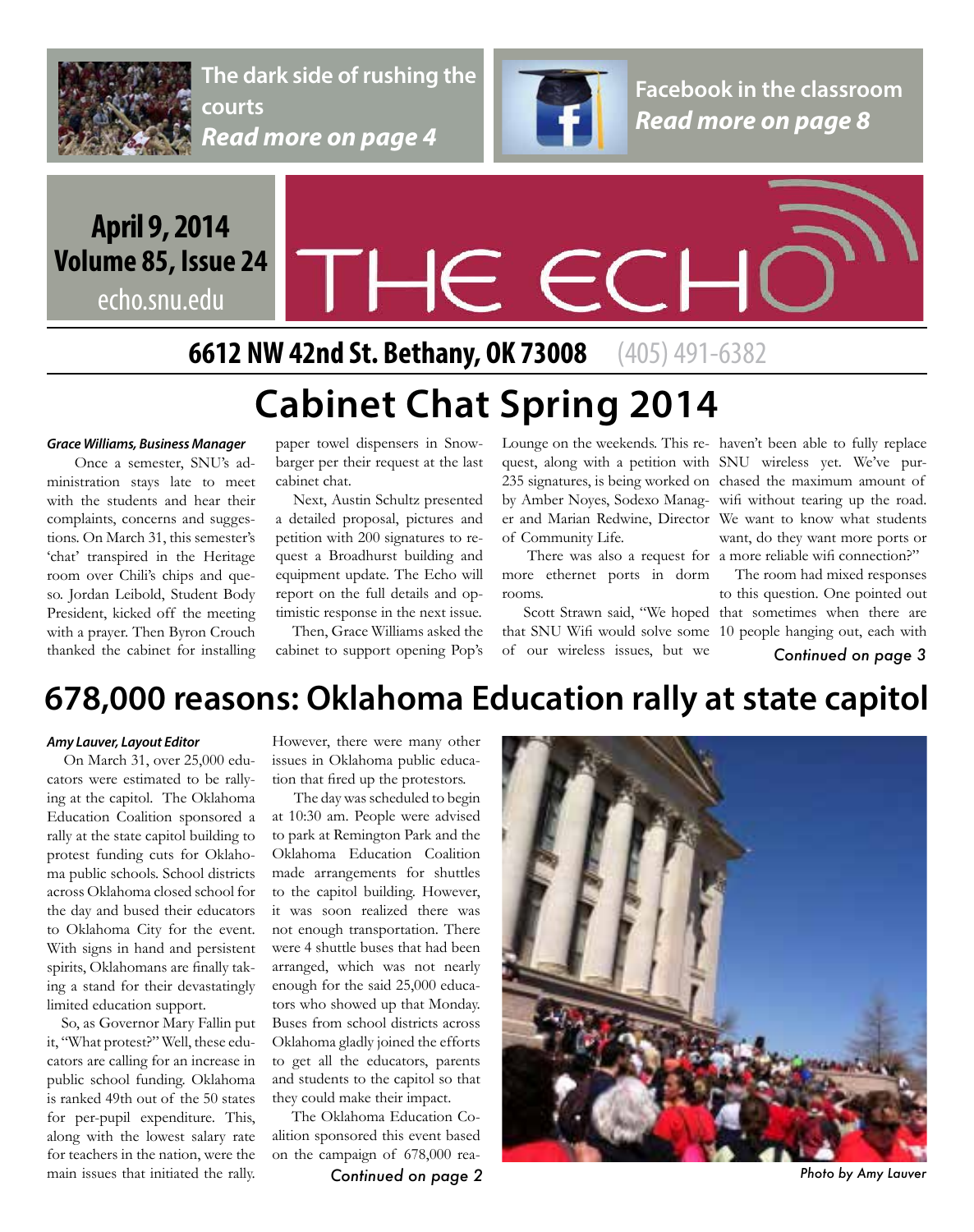The dark side of rushing the courts
*Read more on page 4*

Facebook in the classroom
*Read more on page 8*

**April 9, 2014**
**Volume 85, Issue 24**
echo.snu.edu

# THE ECHO

**6612 NW 42nd St. Bethany, OK 73008** (405) 491-6382

## Cabinet Chat Spring 2014

***Grace Williams, Business Manager***

Once a semester, SNU's administration stays late to meet with the students and hear their complaints, concerns and suggestions. On March 31, this semester's 'chat' transpired in the Heritage room over Chili's chips and queso. Jordan Leibold, Student Body President, kicked off the meeting with a prayer. Then Byron Crouch thanked the cabinet for installing paper towel dispensers in Snowbarger per their request at the last cabinet chat.

Next, Austin Schultz presented a detailed proposal, pictures and petition with 200 signatures to request a Broadhurst building and equipment update. The Echo will report on the full details and optimistic response in the next issue.

Then, Grace Williams asked the cabinet to support opening Pop's Lounge on the weekends. This request, along with a petition with 235 signatures, is being worked on by Amber Noyes, Sodexo Manager and Marian Redwine, Director of Community Life.

There was also a request for more ethernet ports in dorm rooms.

Scott Strawn said, "We hoped that SNU Wifi would solve some of our wireless issues, but we haven't been able to fully replace SNU wireless yet. We've purchased the maximum amount of wifi without tearing up the road. We want to know what students want, do they want more ports or a more reliable wifi connection?"

The room had mixed responses to this question. One pointed out that sometimes when there are 10 people hanging out, each with

*Continued on page 3*

## 678,000 reasons: Oklahoma Education rally at state capitol

***Amy Lauver, Layout Editor***

On March 31, over 25,000 educators were estimated to be rallying at the capitol. The Oklahoma Education Coalition sponsored a rally at the state capitol building to protest funding cuts for Oklahoma public schools. School districts across Oklahoma closed school for the day and bused their educators to Oklahoma City for the event. With signs in hand and persistent spirits, Oklahomans are finally taking a stand for their devastatingly limited education support.

So, as Governor Mary Fallin put it, "What protest?" Well, these educators are calling for an increase in public school funding. Oklahoma is ranked 49th out of the 50 states for per-pupil expenditure. This, along with the lowest salary rate for teachers in the nation, were the main issues that initiated the rally. However, there were many other issues in Oklahoma public education that fired up the protestors.

The day was scheduled to begin at 10:30 am. People were advised to park at Remington Park and the Oklahoma Education Coalition made arrangements for shuttles to the capitol building. However, it was soon realized there was not enough transportation. There were 4 shuttle buses that had been arranged, which was not nearly enough for the said 25,000 educators who showed up that Monday. Buses from school districts across Oklahoma gladly joined the efforts to get all the educators, parents and students to the capitol so that they could make their impact.

The Oklahoma Education Coalition sponsored this event based on the campaign of 678,000 rea-

*Continued on page 2*

*Photo by Amy Lauver*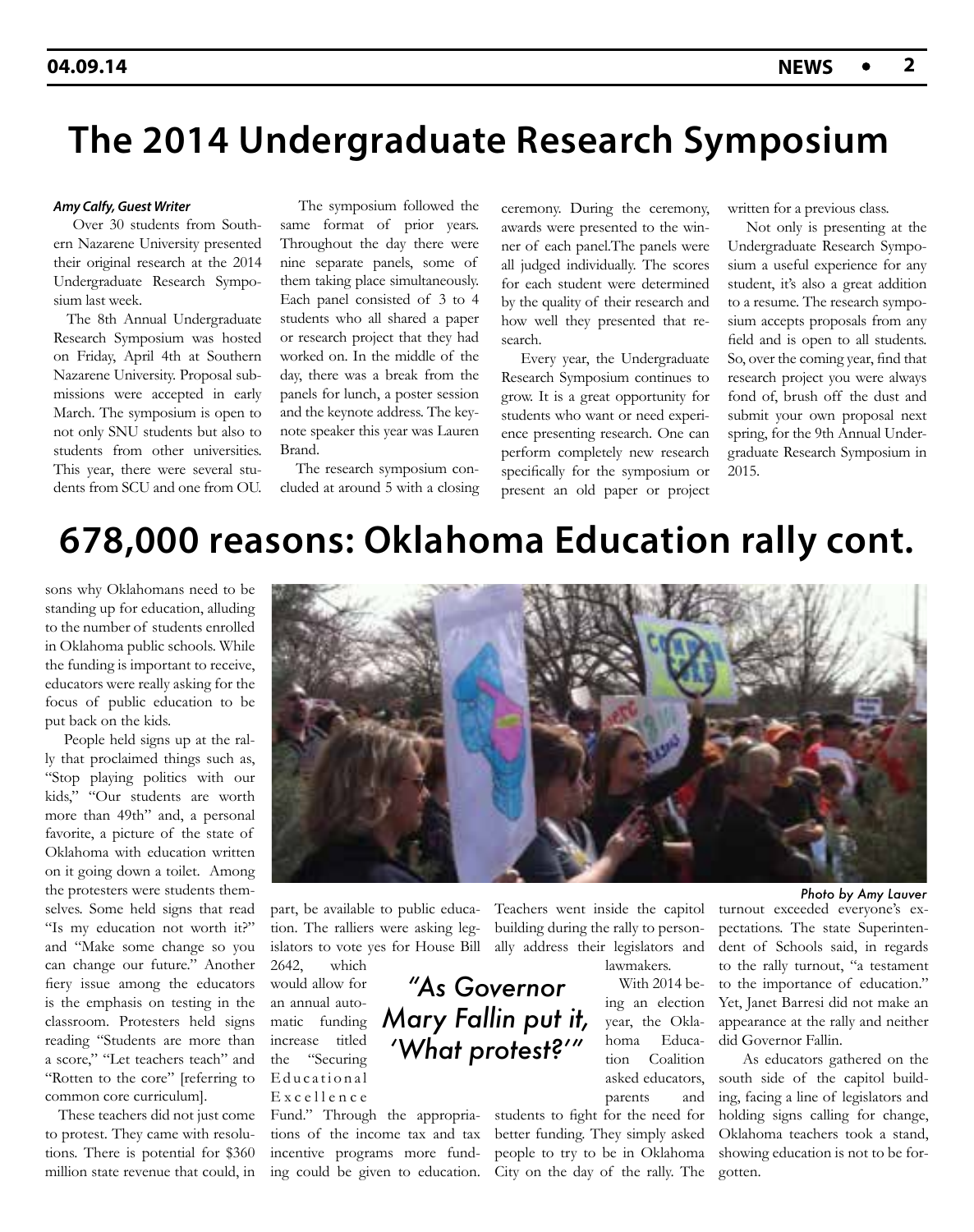# The 2014 Undergraduate Research Symposium

***Amy Calfy, Guest Writer***

Over 30 students from Southern Nazarene University presented their original research at the 2014 Undergraduate Research Symposium last week.

The 8th Annual Undergraduate Research Symposium was hosted on Friday, April 4th at Southern Nazarene University. Proposal submissions were accepted in early March. The symposium is open to not only SNU students but also to students from other universities. This year, there were several students from SCU and one from OU.

The symposium followed the same format of prior years. Throughout the day there were nine separate panels, some of them taking place simultaneously. Each panel consisted of 3 to 4 students who all shared a paper or research project that they had worked on. In the middle of the day, there was a break from the panels for lunch, a poster session and the keynote address. The keynote speaker this year was Lauren Brand.

The research symposium concluded at around 5 with a closing ceremony. During the ceremony, awards were presented to the winner of each panel.The panels were all judged individually. The scores for each student were determined by the quality of their research and how well they presented that research.

Every year, the Undergraduate Research Symposium continues to grow. It is a great opportunity for students who want or need experience presenting research. One can perform completely new research specifically for the symposium or present an old paper or project written for a previous class.

Not only is presenting at the Undergraduate Research Symposium a useful experience for any student, it's also a great addition to a resume. The research symposium accepts proposals from any field and is open to all students. So, over the coming year, find that research project you were always fond of, brush off the dust and submit your own proposal next spring, for the 9th Annual Undergraduate Research Symposium in 2015.

# 678,000 reasons: Oklahoma Education rally cont.

sons why Oklahomans need to be standing up for education, alluding to the number of students enrolled in Oklahoma public schools. While the funding is important to receive, educators were really asking for the focus of public education to be put back on the kids.

People held signs up at the rally that proclaimed things such as, "Stop playing politics with our kids," "Our students are worth more than 49th" and, a personal favorite, a picture of the state of Oklahoma with education written on it going down a toilet. Among the protesters were students themselves. Some held signs that read "Is my education not worth it?" and "Make some change so you can change our future." Another fiery issue among the educators is the emphasis on testing in the classroom. Protesters held signs reading "Students are more than a score," "Let teachers teach" and "Rotten to the core" [referring to common core curriculum].

These teachers did not just come to protest. They came with resolutions. There is potential for $360 million state revenue that could, in part, be available to public education. The ralliers were asking legislators to vote yes for House Bill 2642, which would allow for an annual automatic funding increase titled the "Securing Educational Excellence Fund." Through the appropriations of the income tax and tax incentive programs more funding could be given to education. Teachers went inside the capitol building during the rally to personally address their legislators and lawmakers.

> *"As Governor Mary Fallin put it, 'What protest?'"*

With 2014 being an election year, the Oklahoma Education Coalition asked educators, parents and students to fight for the need for better funding. They simply asked people to try to be in Oklahoma City on the day of the rally. The turnout exceeded everyone's expectations. The state Superintendent of Schools said, in regards to the rally turnout, "a testament to the importance of education." Yet, Janet Barresi did not make an appearance at the rally and neither did Governor Fallin.

As educators gathered on the south side of the capitol building, facing a line of legislators and holding signs calling for change, Oklahoma teachers took a stand, showing education is not to be forgotten.

*Photo by Amy Lauver*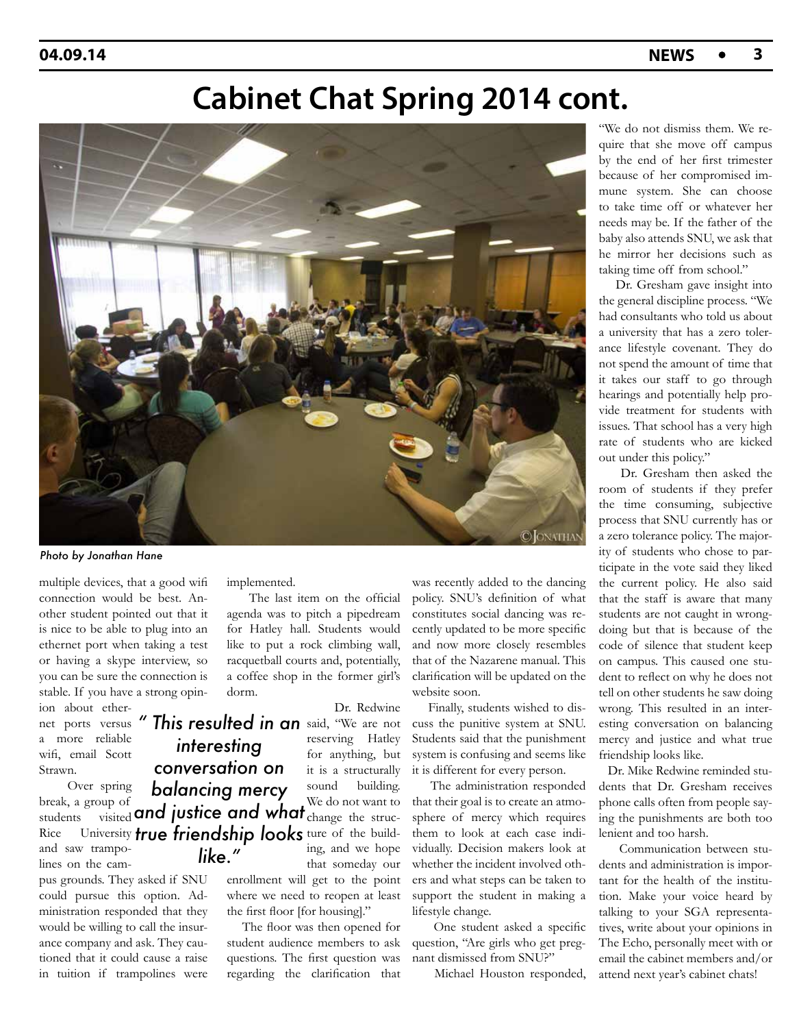# Cabinet Chat Spring 2014 cont.

*Photo by Jonathan Hane*

multiple devices, that a good wifi connection would be best. Another student pointed out that it is nice to be able to plug into an ethernet port when taking a test or having a skype interview, so you can be sure the connection is stable. If you have a strong opinion about ethernet ports versus a more reliable wifi, email Scott Strawn.

Over spring break, a group of students visited Rice University and saw trampolines on the campus grounds. They asked if SNU could pursue this option. Administration responded that they would be willing to call the insurance company and ask. They cautioned that it could cause a raise in tuition if trampolines were implemented.

The last item on the official agenda was to pitch a pipedream for Hatley hall. Students would like to put a rock climbing wall, racquetball courts and, potentially, a coffee shop in the former girl's dorm.

> *" This resulted in an interesting conversation on balancing mercy and justice and what true friendship looks like."*

Dr. Redwine said, "We are not reserving Hatley for anything, but it is a structurally sound building. We do not want to change the structure of the building, and we hope that someday our enrollment will get to the point where we need to reopen at least the first floor [for housing]."

The floor was then opened for student audience members to ask questions. The first question was regarding the clarification that was recently added to the dancing policy. SNU's definition of what constitutes social dancing was recently updated to be more specific and now more closely resembles that of the Nazarene manual. This clarification will be updated on the website soon.

Finally, students wished to discuss the punitive system at SNU. Students said that the punishment system is confusing and seems like it is different for every person.

The administration responded that their goal is to create an atmosphere of mercy which requires them to look at each case individually. Decision makers look at whether the incident involved others and what steps can be taken to support the student in making a lifestyle change.

One student asked a specific question, "Are girls who get pregnant dismissed from SNU?"

Michael Houston responded, "We do not dismiss them. We require that she move off campus by the end of her first trimester because of her compromised immune system. She can choose to take time off or whatever her needs may be. If the father of the baby also attends SNU, we ask that he mirror her decisions such as taking time off from school."

Dr. Gresham gave insight into the general discipline process. "We had consultants who told us about a university that has a zero tolerance lifestyle covenant. They do not spend the amount of time that it takes our staff to go through hearings and potentially help provide treatment for students with issues. That school has a very high rate of students who are kicked out under this policy."

Dr. Gresham then asked the room of students if they prefer the time consuming, subjective process that SNU currently has or a zero tolerance policy. The majority of students who chose to participate in the vote said they liked the current policy. He also said that the staff is aware that many students are not caught in wrongdoing but that is because of the code of silence that student keep on campus. This caused one student to reflect on why he does not tell on other students he saw doing wrong. This resulted in an interesting conversation on balancing mercy and justice and what true friendship looks like.

Dr. Mike Redwine reminded students that Dr. Gresham receives phone calls often from people saying the punishments are both too lenient and too harsh.

Communication between students and administration is important for the health of the institution. Make your voice heard by talking to your SGA representatives, write about your opinions in The Echo, personally meet with or email the cabinet members and/or attend next year's cabinet chats!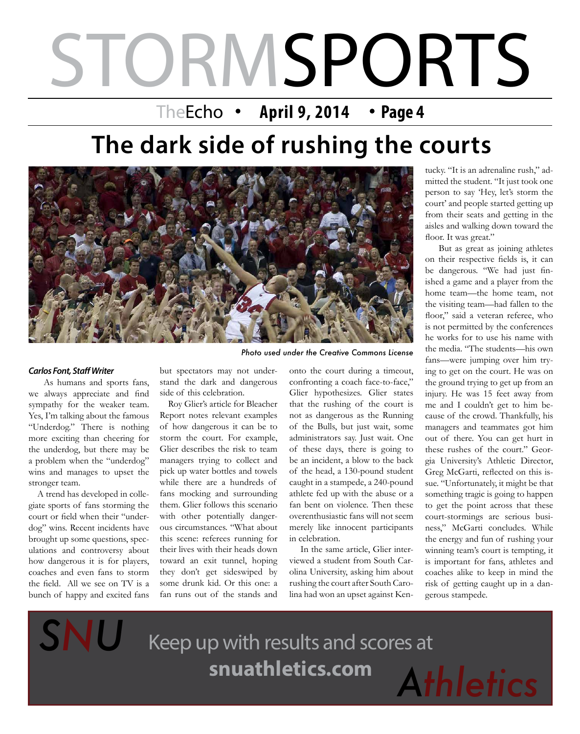# STORMSPORTS

TheEcho • **April 9, 2014** • **Page 4**

## The dark side of rushing the courts

*Photo used under the Creative Commons License*

***Carlos Font, Staff Writer***

As humans and sports fans, we always appreciate and find sympathy for the weaker team. Yes, I'm talking about the famous "Underdog." There is nothing more exciting than cheering for the underdog, but there may be a problem when the "underdog" wins and manages to upset the stronger team.

A trend has developed in collegiate sports of fans storming the court or field when their "underdog" wins. Recent incidents have brought up some questions, speculations and controversy about how dangerous it is for players, coaches and even fans to storm the field. All we see on TV is a bunch of happy and excited fans but spectators may not understand the dark and dangerous side of this celebration.

Roy Glier's article for Bleacher Report notes relevant examples of how dangerous it can be to storm the court. For example, Glier describes the risk to team managers trying to collect and pick up water bottles and towels while there are a hundreds of fans mocking and surrounding them. Glier follows this scenario with other potentially dangerous circumstances. "What about this scene: referees running for their lives with their heads down toward an exit tunnel, hoping they don't get sideswiped by some drunk kid. Or this one: a fan runs out of the stands and onto the court during a timeout, confronting a coach face-to-face," Glier hypothesizes. Glier states that the rushing of the court is not as dangerous as the Running of the Bulls, but just wait, some administrators say. Just wait. One of these days, there is going to be an incident, a blow to the back of the head, a 130-pound student caught in a stampede, a 240-pound athlete fed up with the abuse or a fan bent on violence. Then these overenthusiastic fans will not seem merely like innocent participants in celebration.

In the same article, Glier interviewed a student from South Carolina University, asking him about rushing the court after South Carolina had won an upset against Kentucky. "It is an adrenaline rush," admitted the student. "It just took one person to say 'Hey, let's storm the court' and people started getting up from their seats and getting in the aisles and walking down toward the floor. It was great."

But as great as joining athletes on their respective fields is, it can be dangerous. "We had just finished a game and a player from the home team—the home team, not the visiting team—had fallen to the floor," said a veteran referee, who is not permitted by the conferences he works for to use his name with the media. "The students—his own fans—were jumping over him trying to get on the court. He was on the ground trying to get up from an injury. He was 15 feet away from me and I couldn't get to him because of the crowd. Thankfully, his managers and teammates got him out of there. You can get hurt in these rushes of the court." Georgia University's Athletic Director, Greg McGarti, reflected on this issue. "Unfortunately, it might be that something tragic is going to happen to get the point across that these court-stormings are serious business," McGarti concludes. While the energy and fun of rushing your winning team's court is tempting, it is important for fans, athletes and coaches alike to keep in mind the risk of getting caught up in a dangerous stampede.

SNU Keep up with results and scores at **snuathletics.com** Athletics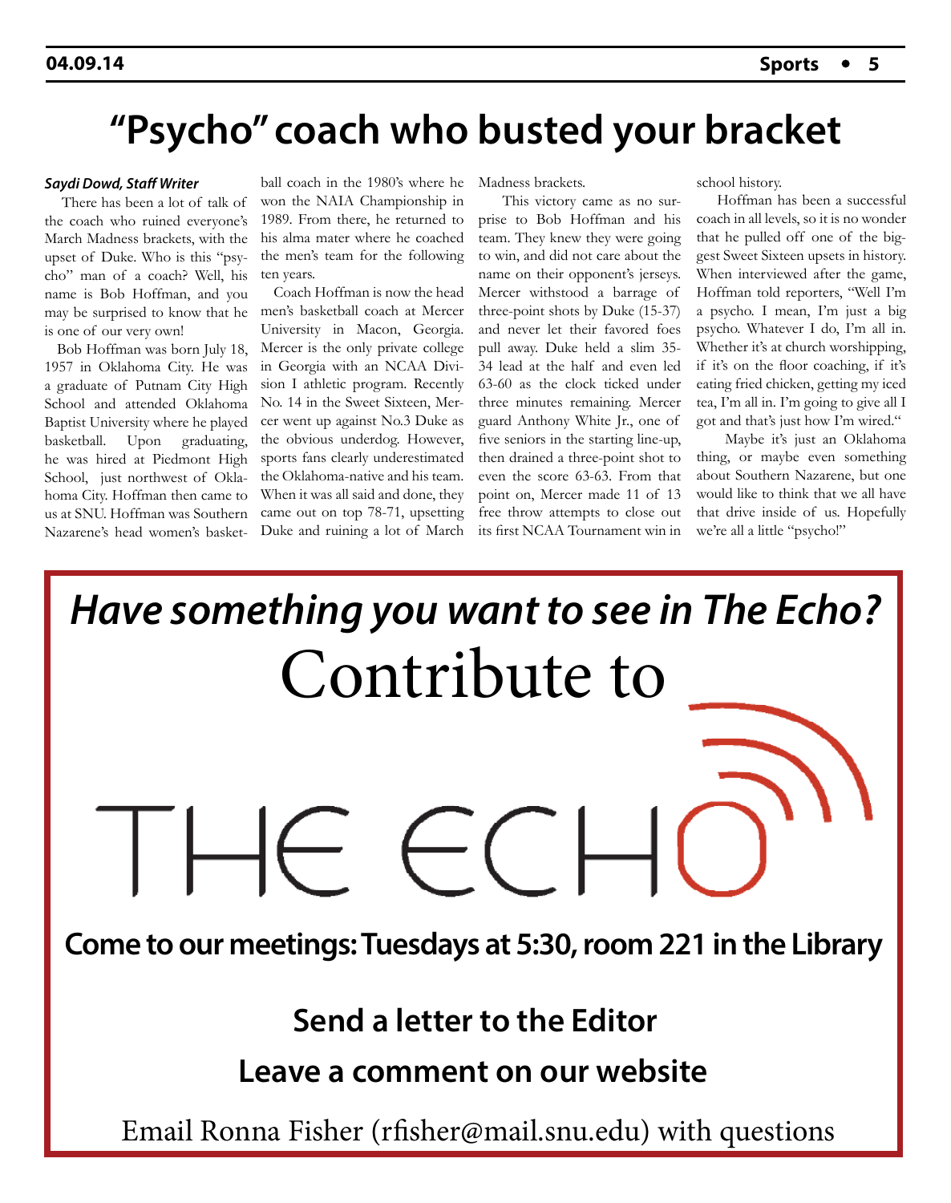# "Psycho" coach who busted your bracket

***Saydi Dowd, Staff Writer***

There has been a lot of talk of the coach who ruined everyone's March Madness brackets, with the upset of Duke. Who is this "psycho" man of a coach? Well, his name is Bob Hoffman, and you may be surprised to know that he is one of our very own!

Bob Hoffman was born July 18, 1957 in Oklahoma City. He was a graduate of Putnam City High School and attended Oklahoma Baptist University where he played basketball. Upon graduating, he was hired at Piedmont High School, just northwest of Oklahoma City. Hoffman then came to us at SNU. Hoffman was Southern Nazarene's head women's basketball coach in the 1980's where he won the NAIA Championship in 1989. From there, he returned to his alma mater where he coached the men's team for the following ten years.

Coach Hoffman is now the head men's basketball coach at Mercer University in Macon, Georgia. Mercer is the only private college in Georgia with an NCAA Division I athletic program. Recently No. 14 in the Sweet Sixteen, Mercer went up against No.3 Duke as the obvious underdog. However, sports fans clearly underestimated the Oklahoma-native and his team. When it was all said and done, they came out on top 78-71, upsetting Duke and ruining a lot of March Madness brackets.

This victory came as no surprise to Bob Hoffman and his team. They knew they were going to win, and did not care about the name on their opponent's jerseys. Mercer withstood a barrage of three-point shots by Duke (15-37) and never let their favored foes pull away. Duke held a slim 35-34 lead at the half and even led 63-60 as the clock ticked under three minutes remaining. Mercer guard Anthony White Jr., one of five seniors in the starting line-up, then drained a three-point shot to even the score 63-63. From that point on, Mercer made 11 of 13 free throw attempts to close out its first NCAA Tournament win in school history.

Hoffman has been a successful coach in all levels, so it is no wonder that he pulled off one of the biggest Sweet Sixteen upsets in history. When interviewed after the game, Hoffman told reporters, "Well I'm a psycho. I mean, I'm just a big psycho. Whatever I do, I'm all in. Whether it's at church worshipping, if it's on the floor coaching, if it's eating fried chicken, getting my iced tea, I'm all in. I'm going to give all I got and that's just how I'm wired."

Maybe it's just an Oklahoma thing, or maybe even something about Southern Nazarene, but one would like to think that we all have that drive inside of us. Hopefully we're all a little "psycho!"

---

***Have something you want to see in The Echo?***

Contribute to

THE ECHO

**Come to our meetings: Tuesdays at 5:30, room 221 in the Library**

**Send a letter to the Editor**

**Leave a comment on our website**

Email Ronna Fisher (rfisher@mail.snu.edu) with questions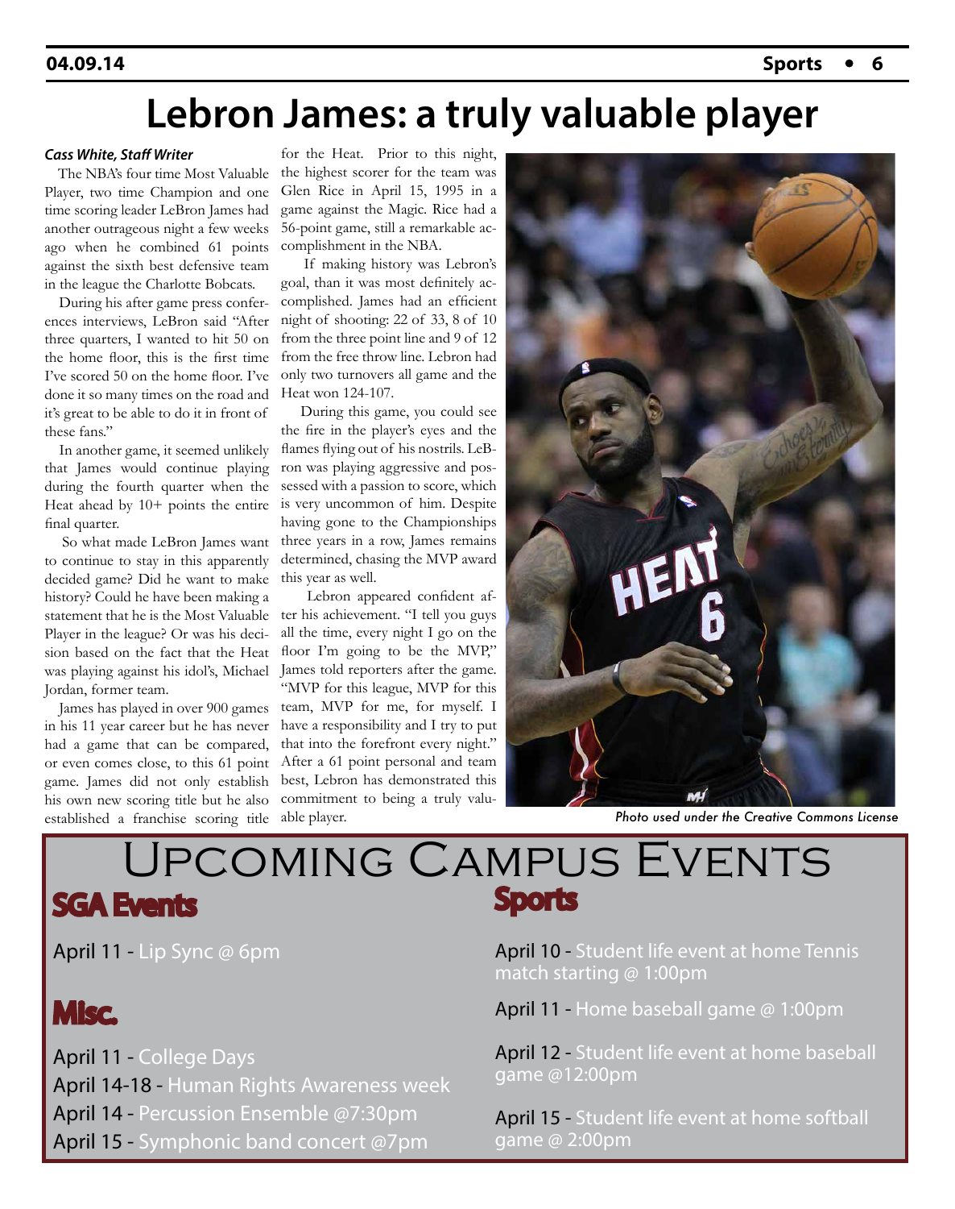# Lebron James: a truly valuable player

***Cass White, Staff Writer***

The NBA's four time Most Valuable Player, two time Champion and one time scoring leader LeBron James had another outrageous night a few weeks ago when he combined 61 points against the sixth best defensive team in the league the Charlotte Bobcats.

During his after game press conferences interviews, LeBron said "After three quarters, I wanted to hit 50 on the home floor, this is the first time I've scored 50 on the home floor. I've done it so many times on the road and it's great to be able to do it in front of these fans."

In another game, it seemed unlikely that James would continue playing during the fourth quarter when the Heat ahead by 10+ points the entire final quarter.

So what made LeBron James want to continue to stay in this apparently decided game? Did he want to make history? Could he have been making a statement that he is the Most Valuable Player in the league? Or was his decision based on the fact that the Heat was playing against his idol's, Michael Jordan, former team.

James has played in over 900 games in his 11 year career but he has never had a game that can be compared, or even comes close, to this 61 point game. James did not only establish his own new scoring title but he also established a franchise scoring title for the Heat. Prior to this night, the highest scorer for the team was Glen Rice in April 15, 1995 in a game against the Magic. Rice had a 56-point game, still a remarkable accomplishment in the NBA.

If making history was Lebron's goal, than it was most definitely accomplished. James had an efficient night of shooting: 22 of 33, 8 of 10 from the three point line and 9 of 12 from the free throw line. Lebron had only two turnovers all game and the Heat won 124-107.

During this game, you could see the fire in the player's eyes and the flames flying out of his nostrils. LeBron was playing aggressive and possessed with a passion to score, which is very uncommon of him. Despite having gone to the Championships three years in a row, James remains determined, chasing the MVP award this year as well.

Lebron appeared confident after his achievement. "I tell you guys all the time, every night I go on the floor I'm going to be the MVP," James told reporters after the game. "MVP for this league, MVP for this team, MVP for me, for myself. I have a responsibility and I try to put that into the forefront every night." After a 61 point personal and team best, Lebron has demonstrated this commitment to being a truly valuable player.

*Photo used under the Creative Commons License*

# Upcoming Campus Events

## SGA Events

April 11 - Lip Sync @ 6pm

## Misc.

April 11 - College Days
April 14-18 - Human Rights Awareness week
April 14 - Percussion Ensemble @7:30pm
April 15 - Symphonic band concert @7pm

## Sports

April 10 - Student life event at home Tennis match starting @ 1:00pm

April 11 - Home baseball game @ 1:00pm

April 12 - Student life event at home baseball game @12:00pm

April 15 - Student life event at home softball game @ 2:00pm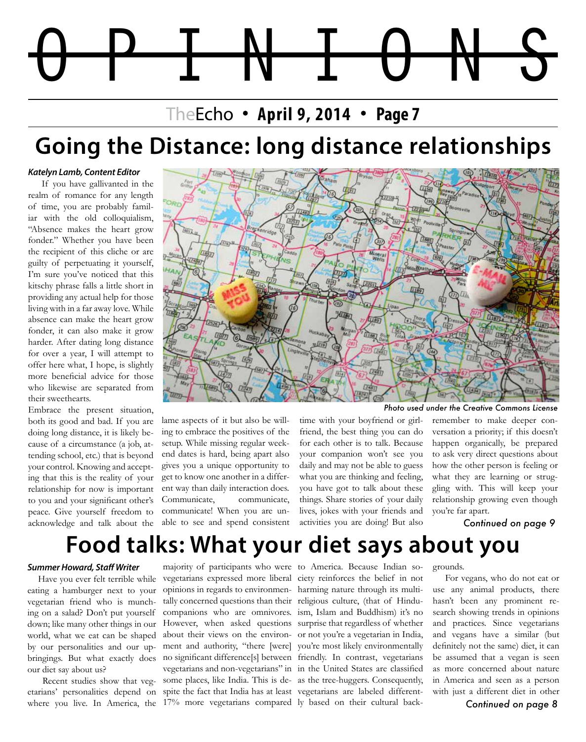# OPINIONS

# Going the Distance: long distance relationships

***Katelyn Lamb, Content Editor***

If you have gallivanted in the realm of romance for any length of time, you are probably familiar with the old colloquialism, "Absence makes the heart grow fonder." Whether you have been the recipient of this cliche or are guilty of perpetuating it yourself, I'm sure you've noticed that this kitschy phrase falls a little short in providing any actual help for those living with in a far away love. While absence can make the heart grow fonder, it can also make it grow harder. After dating long distance for over a year, I will attempt to offer here what, I hope, is slightly more beneficial advice for those who likewise are separated from their sweethearts.

Embrace the present situation, both its good and bad. If you are doing long distance, it is likely because of a circumstance (a job, attending school, etc.) that is beyond your control. Knowing and accepting that this is the reality of your relationship for now is important to you and your significant other's peace. Give yourself freedom to acknowledge and talk about the lame aspects of it but also be willing to embrace the positives of the setup. While missing regular weekend dates is hard, being apart also gives you a unique opportunity to get to know one another in a different way than daily interaction does.

Communicate, communicate, communicate! When you are unable to see and spend consistent time with your boyfriend or girlfriend, the best thing you can do for each other is to talk. Because your companion won't see you daily and may not be able to guess what you are thinking and feeling, you have got to talk about these things. Share stories of your daily lives, jokes with your friends and activities you are doing! But also remember to make deeper conversation a priority; if this doesn't happen organically, be prepared to ask very direct questions about how the other person is feeling or what they are learning or struggling with. This will keep your relationship growing even though you're far apart.

*Photo used under the Creative Commons License*

*Continued on page 9*

# Food talks: What your diet says about you

***Summer Howard, Staff Writer***

Have you ever felt terrible while eating a hamburger next to your vegetarian friend who is munching on a salad? Don't put yourself down; like many other things in our world, what we eat can be shaped by our personalities and our upbringings. But what exactly does our diet say about us?

Recent studies show that vegetarians' personalities depend on where you live. In America, the majority of participants who were vegetarians expressed more liberal opinions in regards to environmentally concerned questions than their companions who are omnivores. However, when asked questions about their views on the environment and authority, "there [were] no significant difference[s] between vegetarians and non-vegetarians" in some places, like India. This is despite the fact that India has at least 17% more vegetarians compared to America. Because Indian society reinforces the belief in not harming nature through its multi-religious culture, (that of Hinduism, Islam and Buddhism) it's no surprise that regardless of whether or not you're a vegetarian in India, you're most likely environmentally friendly. In contrast, vegetarians in the United States are classified as the tree-huggers. Consequently, vegetarians are labeled differently based on their cultural backgrounds.

For vegans, who do not eat or use any animal products, there hasn't been any prominent research showing trends in opinions and practices. Since vegetarians and vegans have a similar (but definitely not the same) diet, it can be assumed that a vegan is seen as more concerned about nature in America and seen as a person with just a different diet in other

*Continued on page 8*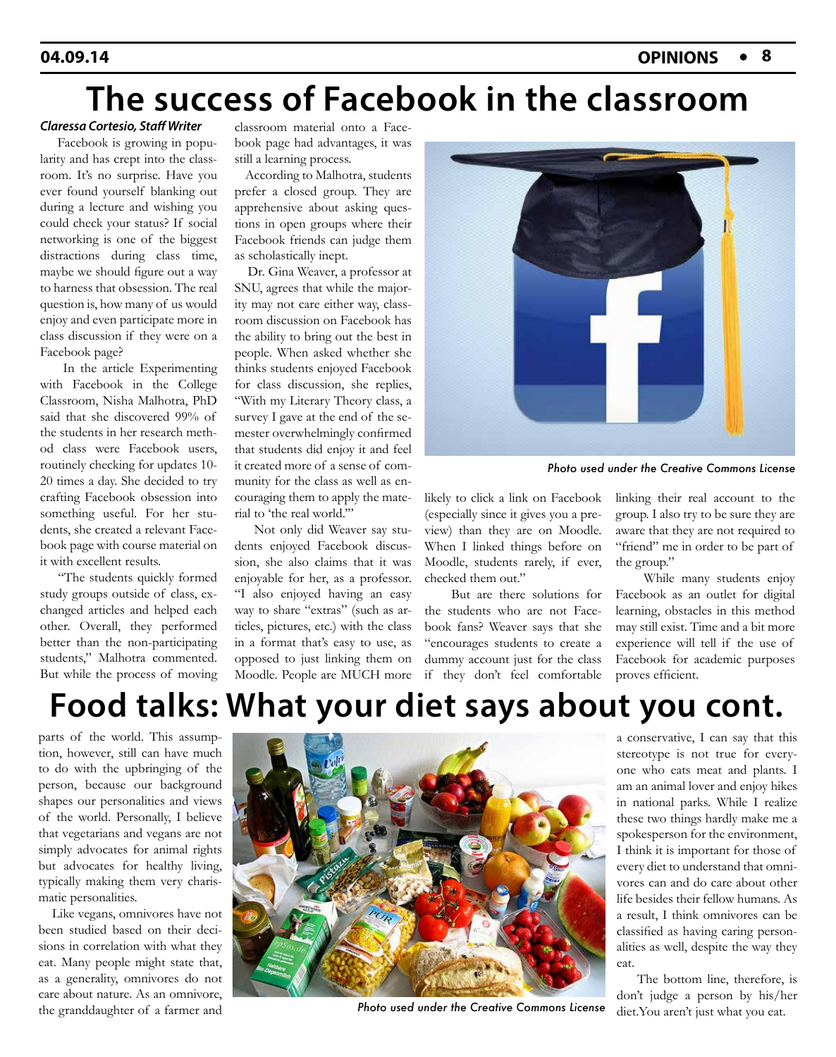# The success of Facebook in the classroom

***Claressa Cortesio, Staff Writer***

Facebook is growing in popularity and has crept into the classroom. It's no surprise. Have you ever found yourself blanking out during a lecture and wishing you could check your status? If social networking is one of the biggest distractions during class time, maybe we should figure out a way to harness that obsession. The real question is, how many of us would enjoy and even participate more in class discussion if they were on a Facebook page?

In the article Experimenting with Facebook in the College Classroom, Nisha Malhotra, PhD said that she discovered 99% of the students in her research method class were Facebook users, routinely checking for updates 10-20 times a day. She decided to try crafting Facebook obsession into something useful. For her students, she created a relevant Facebook page with course material on it with excellent results.

"The students quickly formed study groups outside of class, exchanged articles and helped each other. Overall, they performed better than the non-participating students," Malhotra commented. But while the process of moving classroom material onto a Facebook page had advantages, it was still a learning process.

According to Malhotra, students prefer a closed group. They are apprehensive about asking questions in open groups where their Facebook friends can judge them as scholastically inept.

Dr. Gina Weaver, a professor at SNU, agrees that while the majority may not care either way, classroom discussion on Facebook has the ability to bring out the best in people. When asked whether she thinks students enjoyed Facebook for class discussion, she replies, "With my Literary Theory class, a survey I gave at the end of the semester overwhelmingly confirmed that students did enjoy it and feel it created more of a sense of community for the class as well as encouraging them to apply the material to 'the real world.'"

Not only did Weaver say students enjoyed Facebook discussion, she also claims that it was enjoyable for her, as a professor. "I also enjoyed having an easy way to share "extras" (such as articles, pictures, etc.) with the class in a format that's easy to use, as opposed to just linking them on Moodle. People are MUCH more likely to click a link on Facebook (especially since it gives you a preview) than they are on Moodle. When I linked things before on Moodle, students rarely, if ever, checked them out."

*Photo used under the Creative Commons License*

But are there solutions for the students who are not Facebook fans? Weaver says that she "encourages students to create a dummy account just for the class if they don't feel comfortable linking their real account to the group. I also try to be sure they are aware that they are not required to "friend" me in order to be part of the group."

While many students enjoy Facebook as an outlet for digital learning, obstacles in this method may still exist. Time and a bit more experience will tell if the use of Facebook for academic purposes proves efficient.

# Food talks: What your diet says about you cont.

parts of the world. This assumption, however, still can have much to do with the upbringing of the person, because our background shapes our personalities and views of the world. Personally, I believe that vegetarians and vegans are not simply advocates for animal rights but advocates for healthy living, typically making them very charismatic personalities.

Like vegans, omnivores have not been studied based on their decisions in correlation with what they eat. Many people might state that, as a generality, omnivores do not care about nature. As an omnivore, the granddaughter of a farmer and a conservative, I can say that this stereotype is not true for everyone who eats meat and plants. I am an animal lover and enjoy hikes in national parks. While I realize these two things hardly make me a spokesperson for the environment, I think it is important for those of every diet to understand that omnivores can and do care about other life besides their fellow humans. As a result, I think omnivores can be classified as having caring personalities as well, despite the way they eat.

*Photo used under the Creative Commons License*

The bottom line, therefore, is don't judge a person by his/her diet.You aren't just what you eat.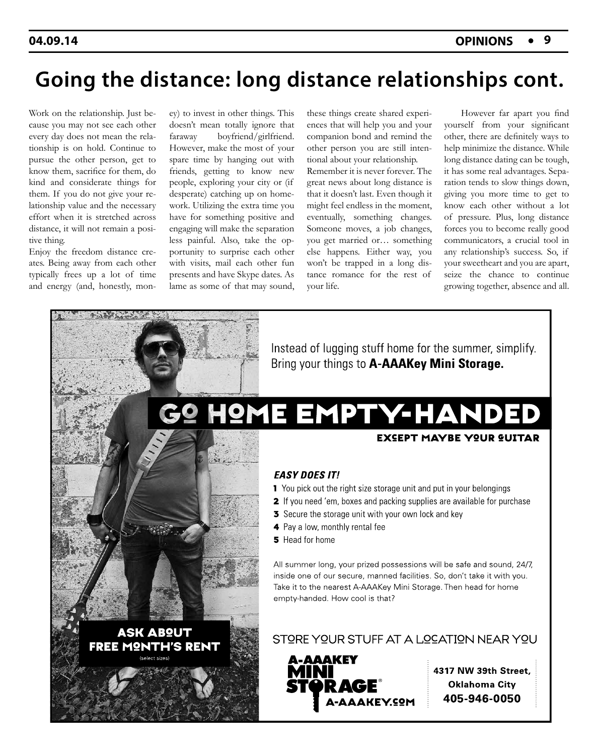# Going the distance: long distance relationships cont.

Work on the relationship. Just because you may not see each other every day does not mean the relationship is on hold. Continue to pursue the other person, get to know them, sacrifice for them, do kind and considerate things for them. If you do not give your relationship value and the necessary effort when it is stretched across distance, it will not remain a positive thing.

Enjoy the freedom distance creates. Being away from each other typically frees up a lot of time and energy (and, honestly, money) to invest in other things. This doesn't mean totally ignore that faraway boyfriend/girlfriend. However, make the most of your spare time by hanging out with friends, getting to know new people, exploring your city or (if desperate) catching up on homework. Utilizing the extra time you have for something positive and engaging will make the separation less painful. Also, take the opportunity to surprise each other with visits, mail each other fun presents and have Skype dates. As lame as some of that may sound, these things create shared experiences that will help you and your companion bond and remind the other person you are still intentional about your relationship.

Remember it is never forever. The great news about long distance is that it doesn't last. Even though it might feel endless in the moment, eventually, something changes. Someone moves, a job changes, you get married or… something else happens. Either way, you won't be trapped in a long distance romance for the rest of your life.

However far apart you find yourself from your significant other, there are definitely ways to help minimize the distance. While long distance dating can be tough, it has some real advantages. Separation tends to slow things down, giving you more time to get to know each other without a lot of pressure. Plus, long distance forces you to become really good communicators, a crucial tool in any relationship's success. So, if your sweetheart and you are apart, seize the chance to continue growing together, absence and all.

---

Instead of lugging stuff home for the summer, simplify. Bring your things to **A-AAAKey Mini Storage.**

## GO HOME EMPTY-HANDED

**EXCEPT MAYBE YOUR GUITAR**

***EASY DOES IT!***

**1** You pick out the right size storage unit and put in your belongings
**2** If you need 'em, boxes and packing supplies are available for purchase
**3** Secure the storage unit with your own lock and key
**4** Pay a low, monthly rental fee
**5** Head for home

All summer long, your prized possessions will be safe and sound, 24/7, inside one of our secure, manned facilities. So, don't take it with you. Take it to the nearest A-AAAKey Mini Storage. Then head for home empty-handed. How cool is that?

**ASK ABOUT FREE MONTH'S RENT**
(select sizes)

STORE YOUR STUFF AT A LOCATION NEAR YOU

**A-AAAKEY MINI STORAGE®**
A-AAAKEY.COM

**4317 NW 39th Street, Oklahoma City**
**405-946-0050**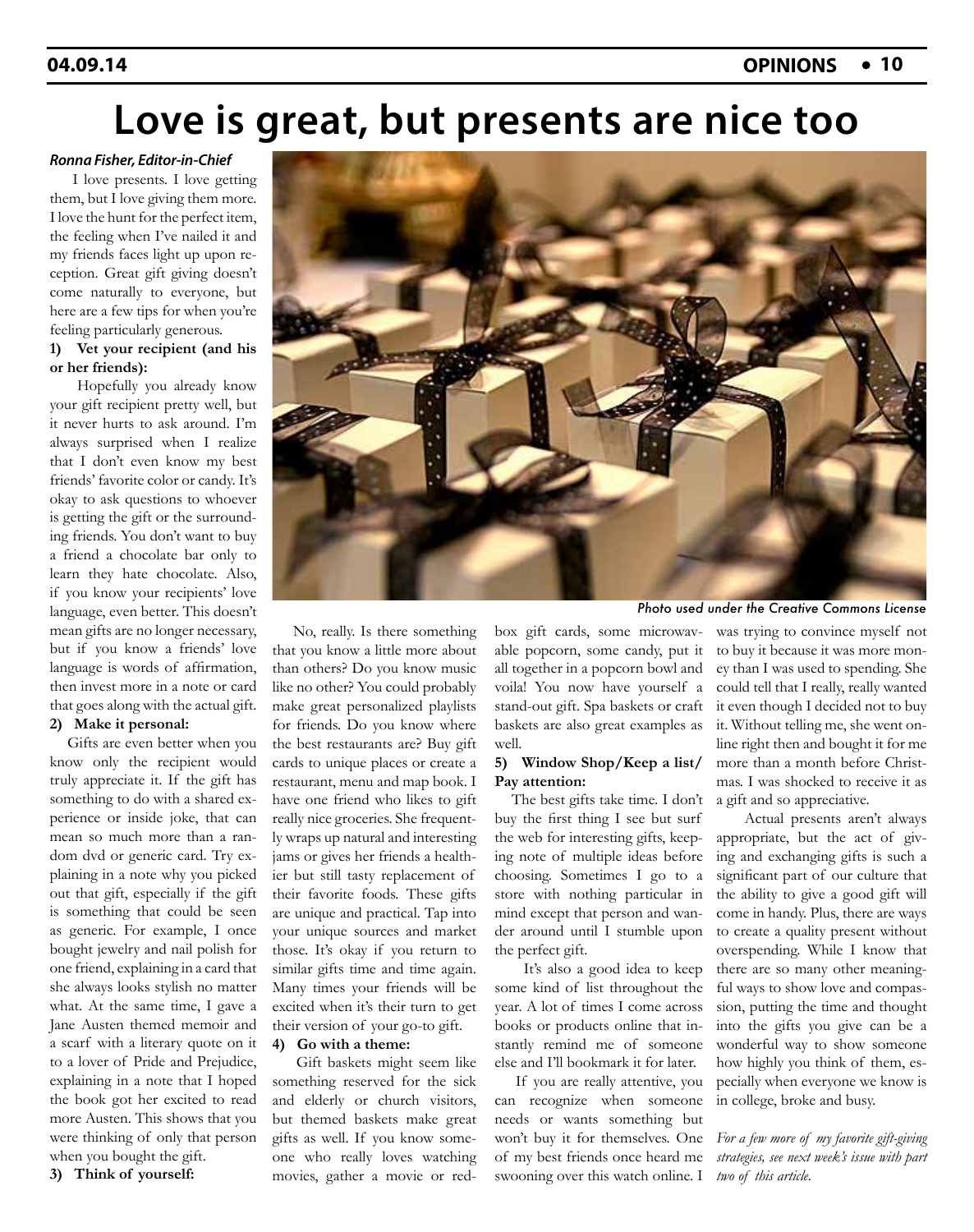# Love is great, but presents are nice too

***Ronna Fisher, Editor-in-Chief***

I love presents. I love getting them, but I love giving them more. I love the hunt for the perfect item, the feeling when I've nailed it and my friends faces light up upon reception. Great gift giving doesn't come naturally to everyone, but here are a few tips for when you're feeling particularly generous.

**1) Vet your recipient (and his or her friends):**

Hopefully you already know your gift recipient pretty well, but it never hurts to ask around. I'm always surprised when I realize that I don't even know my best friends' favorite color or candy. It's okay to ask questions to whoever is getting the gift or the surrounding friends. You don't want to buy a friend a chocolate bar only to learn they hate chocolate. Also, if you know your recipients' love language, even better. This doesn't mean gifts are no longer necessary, but if you know a friends' love language is words of affirmation, then invest more in a note or card that goes along with the actual gift.

**2) Make it personal:**

Gifts are even better when you know only the recipient would truly appreciate it. If the gift has something to do with a shared experience or inside joke, that can mean so much more than a random dvd or generic card. Try explaining in a note why you picked out that gift, especially if the gift is something that could be seen as generic. For example, I once bought jewelry and nail polish for one friend, explaining in a card that she always looks stylish no matter what. At the same time, I gave a Jane Austen themed memoir and a scarf with a literary quote on it to a lover of Pride and Prejudice, explaining in a note that I hoped the book got her excited to read more Austen. This shows that you were thinking of only that person when you bought the gift.

**3) Think of yourself:**

*Photo used under the Creative Commons License*

No, really. Is there something that you know a little more about than others? Do you know music like no other? You could probably make great personalized playlists for friends. Do you know where the best restaurants are? Buy gift cards to unique places or create a restaurant, menu and map book. I have one friend who likes to gift really nice groceries. She frequently wraps up natural and interesting jams or gives her friends a healthier but still tasty replacement of their favorite foods. These gifts are unique and practical. Tap into your unique sources and market those. It's okay if you return to similar gifts time and time again. Many times your friends will be excited when it's their turn to get their version of your go-to gift.

**4) Go with a theme:**

Gift baskets might seem like something reserved for the sick and elderly or church visitors, but themed baskets make great gifts as well. If you know someone who really loves watching movies, gather a movie or redbox gift cards, some microwavable popcorn, some candy, put it all together in a popcorn bowl and voila! You now have yourself a stand-out gift. Spa baskets or craft baskets are also great examples as well.

**5) Window Shop/Keep a list/ Pay attention:**

The best gifts take time. I don't buy the first thing I see but surf the web for interesting gifts, keeping note of multiple ideas before choosing. Sometimes I go to a store with nothing particular in mind except that person and wander around until I stumble upon the perfect gift.

It's also a good idea to keep some kind of list throughout the year. A lot of times I come across books or products online that instantly remind me of someone else and I'll bookmark it for later.

If you are really attentive, you can recognize when someone needs or wants something but won't buy it for themselves. One of my best friends once heard me swooning over this watch online. I was trying to convince myself not to buy it because it was more money than I was used to spending. She could tell that I really, really wanted it even though I decided not to buy it. Without telling me, she went online right then and bought it for me more than a month before Christmas. I was shocked to receive it as a gift and so appreciative.

Actual presents aren't always appropriate, but the act of giving and exchanging gifts is such a significant part of our culture that the ability to give a good gift will come in handy. Plus, there are ways to create a quality present without overspending. While I know that there are so many other meaningful ways to show love and compassion, putting the time and thought into the gifts you give can be a wonderful way to show someone how highly you think of them, especially when everyone we know is in college, broke and busy.

*For a few more of my favorite gift-giving strategies, see next week's issue with part two of this article.*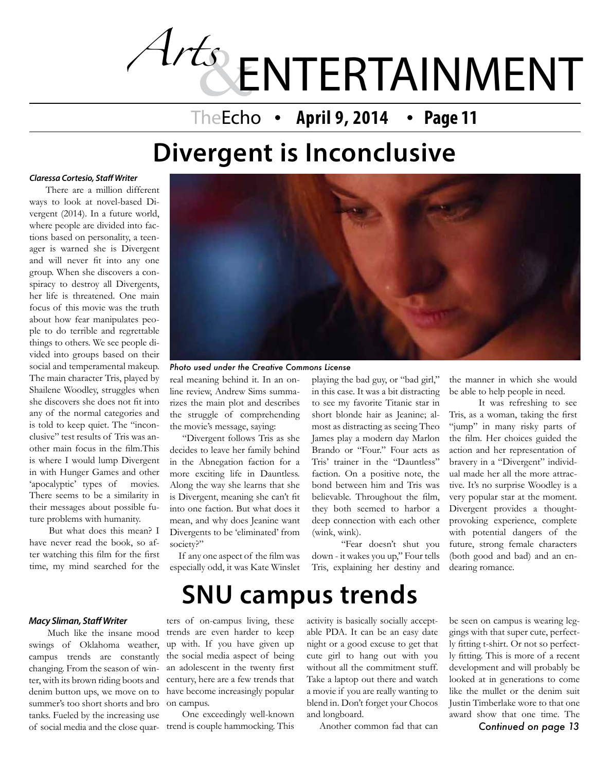# Arts & ENTERTAINMENT

## Divergent is Inconclusive

***Claressa Cortesio, Staff Writer***

There are a million different ways to look at novel-based Divergent (2014). In a future world, where people are divided into factions based on personality, a teenager is warned she is Divergent and will never fit into any one group. When she discovers a conspiracy to destroy all Divergents, her life is threatened. One main focus of this movie was the truth about how fear manipulates people to do terrible and regrettable things to others. We see people divided into groups based on their social and temperamental makeup. The main character Tris, played by Shailene Woodley, struggles when she discovers she does not fit into any of the normal categories and is told to keep quiet. The "inconclusive" test results of Tris was another main focus in the film.This is where I would lump Divergent in with Hunger Games and other 'apocalyptic' types of movies. There seems to be a similarity in their messages about possible future problems with humanity.

But what does this mean? I have never read the book, so after watching this film for the first time, my mind searched for the real meaning behind it. In an online review, Andrew Sims summarizes the main plot and describes the struggle of comprehending the movie's message, saying:

"Divergent follows Tris as she decides to leave her family behind in the Abnegation faction for a more exciting life in Dauntless. Along the way she learns that she is Divergent, meaning she can't fit into one faction. But what does it mean, and why does Jeanine want Divergents to be 'eliminated' from society?"

If any one aspect of the film was especially odd, it was Kate Winslet playing the bad guy, or "bad girl," in this case. It was a bit distracting to see my favorite Titanic star in short blonde hair as Jeanine; almost as distracting as seeing Theo James play a modern day Marlon Brando or "Four." Four acts as Tris' trainer in the "Dauntless" faction. On a positive note, the bond between him and Tris was believable. Throughout the film, they both seemed to harbor a deep connection with each other (wink, wink).

"Fear doesn't shut you down - it wakes you up," Four tells Tris, explaining her destiny and the manner in which she would be able to help people in need.

It was refreshing to see Tris, as a woman, taking the first "jump" in many risky parts of the film. Her choices guided the action and her representation of bravery in a "Divergent" individual made her all the more attractive. It's no surprise Woodley is a very popular star at the moment. Divergent provides a thought-provoking experience, complete with potential dangers of the future, strong female characters (both good and bad) and an endearing romance.

*Photo used under the Creative Commons License*

## SNU campus trends

***Macy Sliman, Staff Writer***

Much like the insane mood swings of Oklahoma weather, campus trends are constantly changing. From the season of winter, with its brown riding boots and denim button ups, we move on to summer's too short shorts and bro tanks. Fueled by the increasing use of social media and the close quarters of on-campus living, these trends are even harder to keep up with. If you have given up the social media aspect of being an adolescent in the twenty first century, here are a few trends that have become increasingly popular on campus.

One exceedingly well-known trend is couple hammocking. This activity is basically socially acceptable PDA. It can be an easy date night or a good excuse to get that cute girl to hang out with you without all the commitment stuff. Take a laptop out there and watch a movie if you are really wanting to blend in. Don't forget your Chocos and longboard.

Another common fad that can be seen on campus is wearing leggings with that super cute, perfectly fitting t-shirt. Or not so perfectly fitting. This is more of a recent development and will probably be looked at in generations to come like the mullet or the denim suit Justin Timberlake wore to that one award show that one time. The

*Continued on page 13*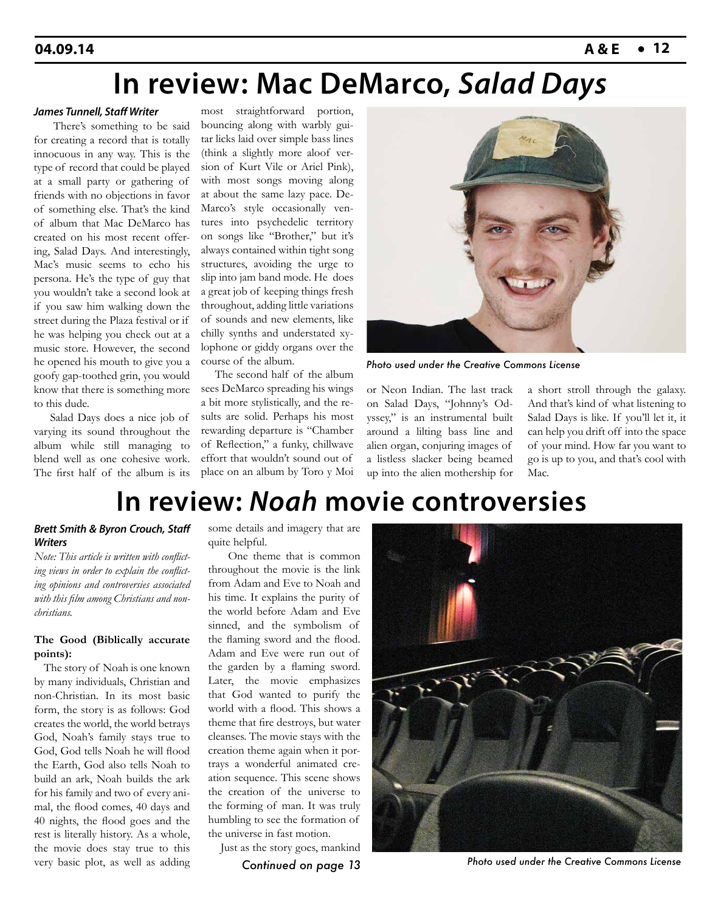# In review: Mac DeMarco, *Salad Days*

***James Tunnell, Staff Writer***

There's something to be said for creating a record that is totally innocuous in any way. This is the type of record that could be played at a small party or gathering of friends with no objections in favor of something else. That's the kind of album that Mac DeMarco has created on his most recent offering, Salad Days. And interestingly, Mac's music seems to echo his persona. He's the type of guy that you wouldn't take a second look at if you saw him walking down the street during the Plaza festival or if he was helping you check out at a music store. However, the second he opened his mouth to give you a goofy gap-toothed grin, you would know that there is something more to this dude.

Salad Days does a nice job of varying its sound throughout the album while still managing to blend well as one cohesive work. The first half of the album is its most straightforward portion, bouncing along with warbly guitar licks laid over simple bass lines (think a slightly more aloof version of Kurt Vile or Ariel Pink), with most songs moving along at about the same lazy pace. DeMarco's style occasionally ventures into psychedelic territory on songs like "Brother," but it's always contained within tight song structures, avoiding the urge to slip into jam band mode. He does a great job of keeping things fresh throughout, adding little variations of sounds and new elements, like chilly synths and understated xylophone or giddy organs over the course of the album.

The second half of the album sees DeMarco spreading his wings a bit more stylistically, and the results are solid. Perhaps his most rewarding departure is "Chamber of Reflection," a funky, chillwave effort that wouldn't sound out of place on an album by Toro y Moi or Neon Indian. The last track on Salad Days, "Johnny's Odyssey," is an instrumental built around a lilting bass line and alien organ, conjuring images of a listless slacker being beamed up into the alien mothership for a short stroll through the galaxy. And that's kind of what listening to Salad Days is like. If you'll let it, it can help you drift off into the space of your mind. How far you want to go is up to you, and that's cool with Mac.

*Photo used under the Creative Commons License*

# In review: *Noah* movie controversies

***Brett Smith & Byron Crouch, Staff Writers***

*Note: This article is written with conflicting views in order to explain the conflicting opinions and controversies associated with this film among Christians and non-christians.*

**The Good (Biblically accurate points):**

The story of Noah is one known by many individuals, Christian and non-Christian. In its most basic form, the story is as follows: God creates the world, the world betrays God, Noah's family stays true to God, God tells Noah he will flood the Earth, God also tells Noah to build an ark, Noah builds the ark for his family and two of every animal, the flood comes, 40 days and 40 nights, the flood goes and the rest is literally history. As a whole, the movie does stay true to this very basic plot, as well as adding some details and imagery that are quite helpful.

One theme that is common throughout the movie is the link from Adam and Eve to Noah and his time. It explains the purity of the world before Adam and Eve sinned, and the symbolism of the flaming sword and the flood. Adam and Eve were run out of the garden by a flaming sword. Later, the movie emphasizes that God wanted to purify the world with a flood. This shows a theme that fire destroys, but water cleanses. The movie stays with the creation theme again when it portrays a wonderful animated creation sequence. This scene shows the creation of the universe to the forming of man. It was truly humbling to see the formation of the universe in fast motion.

Just as the story goes, mankind

*Continued on page 13*

*Photo used under the Creative Commons License*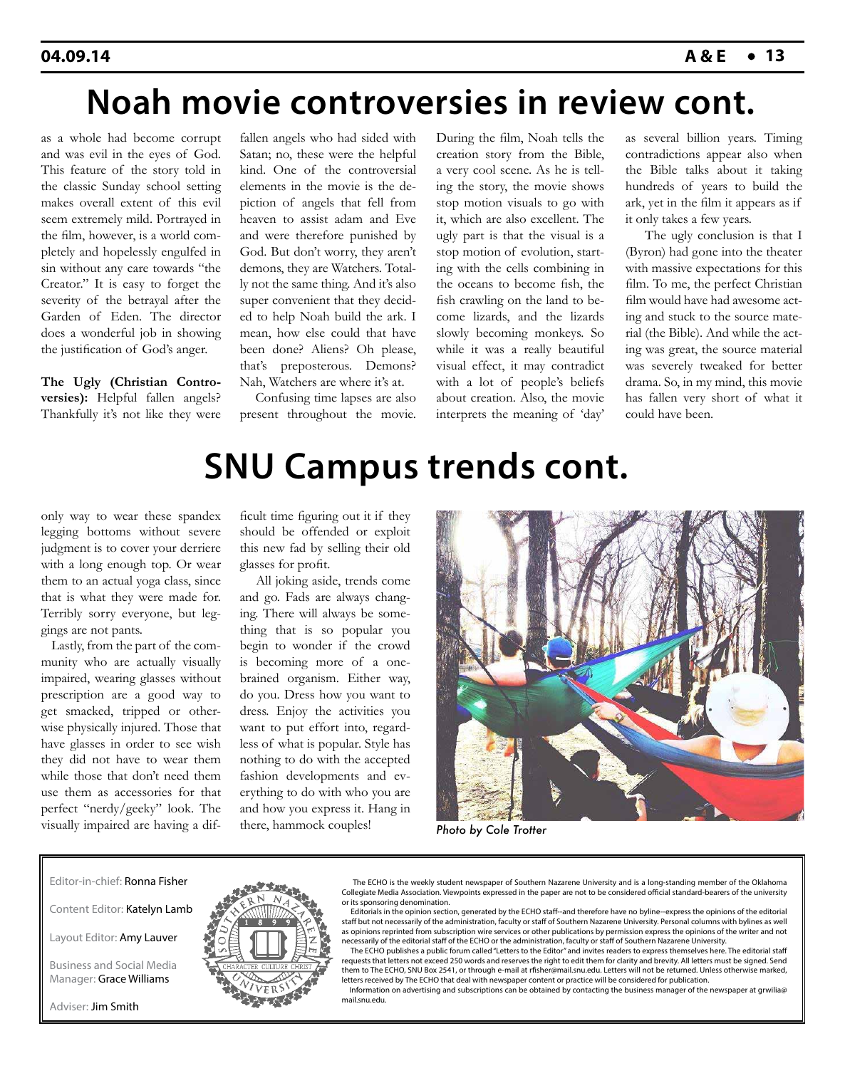# Noah movie controversies in review cont.

as a whole had become corrupt and was evil in the eyes of God. This feature of the story told in the classic Sunday school setting makes overall extent of this evil seem extremely mild. Portrayed in the film, however, is a world completely and hopelessly engulfed in sin without any care towards "the Creator." It is easy to forget the severity of the betrayal after the Garden of Eden. The director does a wonderful job in showing the justification of God's anger.

**The Ugly (Christian Controversies):** Helpful fallen angels? Thankfully it's not like they were fallen angels who had sided with Satan; no, these were the helpful kind. One of the controversial elements in the movie is the depiction of angels that fell from heaven to assist adam and Eve and were therefore punished by God. But don't worry, they aren't demons, they are Watchers. Totally not the same thing. And it's also super convenient that they decided to help Noah build the ark. I mean, how else could that have been done? Aliens? Oh please, that's preposterous. Demons? Nah, Watchers are where it's at.

Confusing time lapses are also present throughout the movie. During the film, Noah tells the creation story from the Bible, a very cool scene. As he is telling the story, the movie shows stop motion visuals to go with it, which are also excellent. The ugly part is that the visual is a stop motion of evolution, starting with the cells combining in the oceans to become fish, the fish crawling on the land to become lizards, and the lizards slowly becoming monkeys. So while it was a really beautiful visual effect, it may contradict with a lot of people's beliefs about creation. Also, the movie interprets the meaning of 'day' as several billion years. Timing contradictions appear also when the Bible talks about it taking hundreds of years to build the ark, yet in the film it appears as if it only takes a few years.

The ugly conclusion is that I (Byron) had gone into the theater with massive expectations for this film. To me, the perfect Christian film would have had awesome acting and stuck to the source material (the Bible). And while the acting was great, the source material was severely tweaked for better drama. So, in my mind, this movie has fallen very short of what it could have been.

# SNU Campus trends cont.

only way to wear these spandex legging bottoms without severe judgment is to cover your derriere with a long enough top. Or wear them to an actual yoga class, since that is what they were made for. Terribly sorry everyone, but leggings are not pants.

Lastly, from the part of the community who are actually visually impaired, wearing glasses without prescription are a good way to get smacked, tripped or otherwise physically injured. Those that have glasses in order to see wish they did not have to wear them while those that don't need them use them as accessories for that perfect "nerdy/geeky" look. The visually impaired are having a difficult time figuring out it if they should be offended or exploit this new fad by selling their old glasses for profit.

All joking aside, trends come and go. Fads are always changing. There will always be something that is so popular you begin to wonder if the crowd is becoming more of a one-brained organism. Either way, do you. Dress how you want to dress. Enjoy the activities you want to put effort into, regardless of what is popular. Style has nothing to do with the accepted fashion developments and everything to do with who you are and how you express it. Hang in there, hammock couples!

*Photo by Cole Trotter*

Editor-in-chief: Ronna Fisher

Content Editor: Katelyn Lamb

Layout Editor: Amy Lauver

Business and Social Media Manager: Grace Williams

Adviser: Jim Smith

The ECHO is the weekly student newspaper of Southern Nazarene University and is a long-standing member of the Oklahoma Collegiate Media Association. Viewpoints expressed in the paper are not to be considered official standard-bearers of the university or its sponsoring denomination.

Editorials in the opinion section, generated by the ECHO staff--and therefore have no byline--express the opinions of the editorial staff but not necessarily of the administration, faculty or staff of Southern Nazarene University. Personal columns with bylines as well as opinions reprinted from subscription wire services or other publications by permission express the opinions of the writer and not necessarily of the editorial staff of the ECHO or the administration, faculty or staff of Southern Nazarene University.

The ECHO publishes a public forum called "Letters to the Editor" and invites readers to express themselves here. The editorial staff requests that letters not exceed 250 words and reserves the right to edit them for clarity and brevity. All letters must be signed. Send them to The ECHO, SNU Box 2541, or through e-mail at rfisher@mail.snu.edu. Letters will not be returned. Unless otherwise marked, letters received by The ECHO that deal with newspaper content or practice will be considered for publication.

Information on advertising and subscriptions can be obtained by contacting the business manager of the newspaper at grwilia@mail.snu.edu.